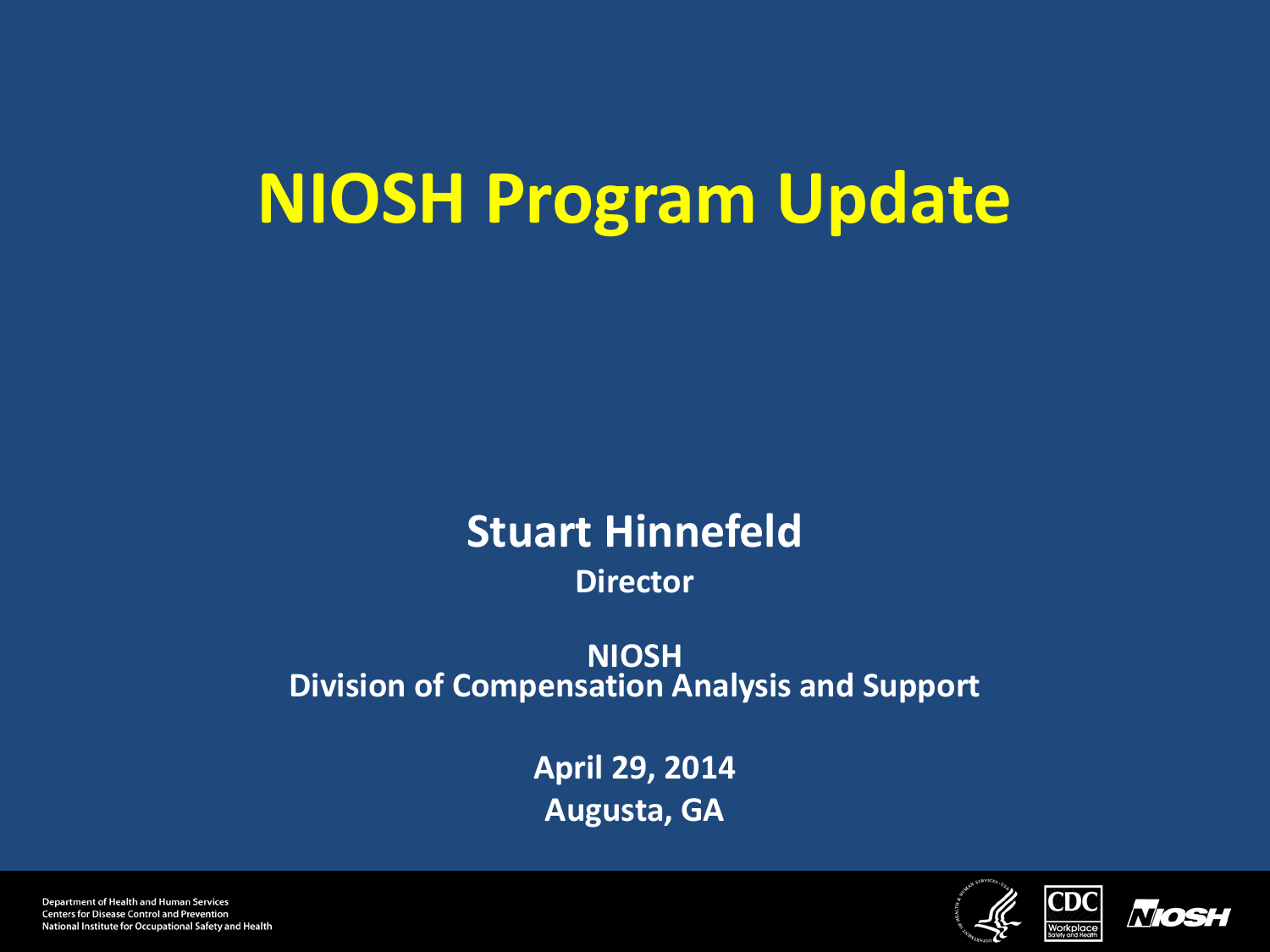# NIOSH Program Update

**Stuart Hinnefeld**

**Director**

**NIOSH**
**Division of Compensation Analysis and Support**

**April 29, 2014**
**Augusta, GA**

Department of Health and Human Services
Centers for Disease Control and Prevention
National Institute for Occupational Safety and Health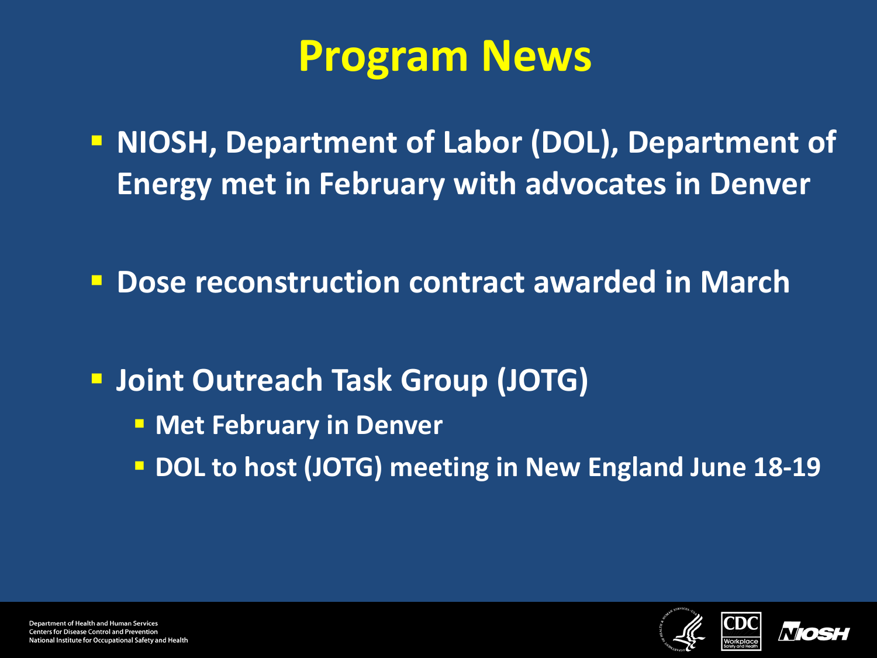# Program News

- NIOSH, Department of Labor (DOL), Department of Energy met in February with advocates in Denver
- Dose reconstruction contract awarded in March
- Joint Outreach Task Group (JOTG)
  - Met February in Denver
  - DOL to host (JOTG) meeting in New England June 18-19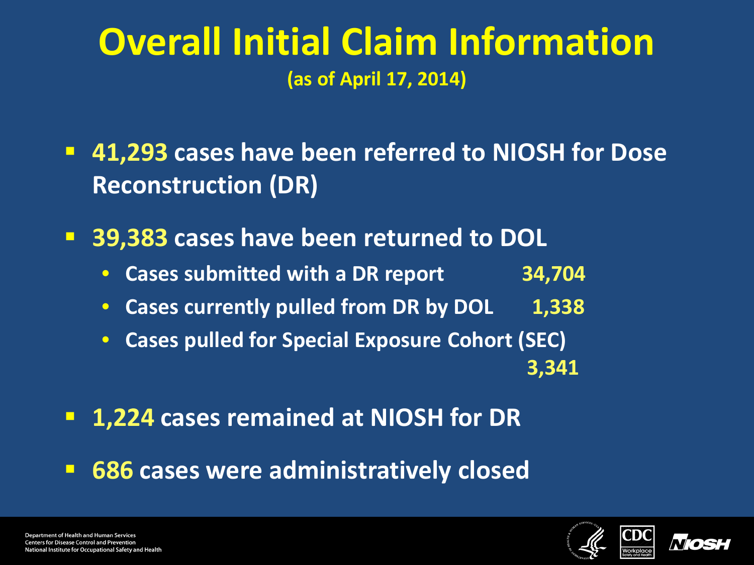# Overall Initial Claim Information

**(as of April 17, 2014)**

- **41,293** cases have been referred to NIOSH for Dose Reconstruction (DR)
- **39,383** cases have been returned to DOL
  - Cases submitted with a DR report 34,704
  - Cases currently pulled from DR by DOL 1,338
  - Cases pulled for Special Exposure Cohort (SEC) 3,341
- **1,224** cases remained at NIOSH for DR
- **686** cases were administratively closed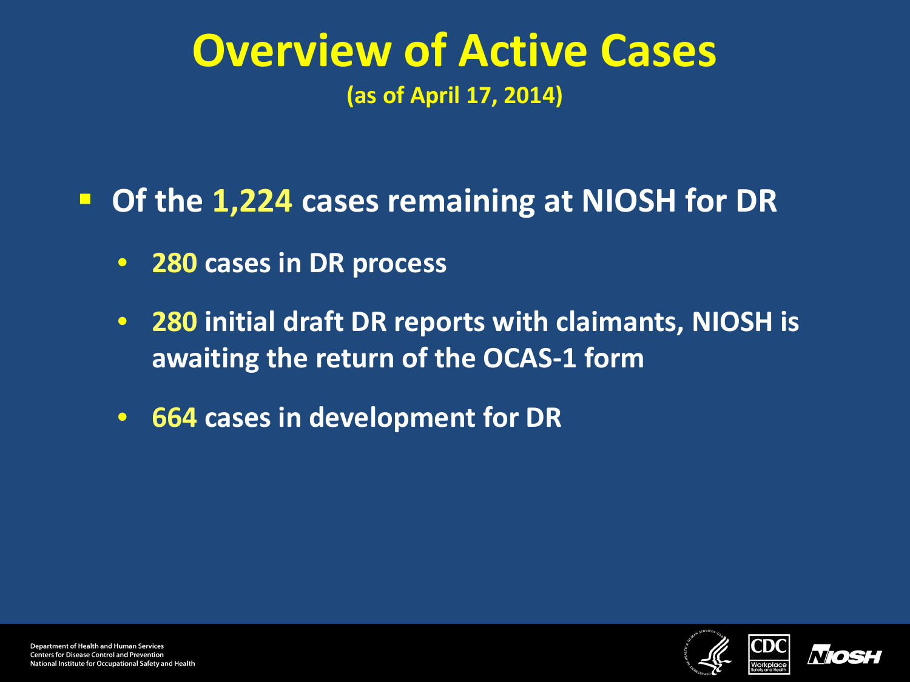# Overview of Active Cases

**(as of April 17, 2014)**

- **Of the 1,224 cases remaining at NIOSH for DR**
  - **280 cases in DR process**
  - **280 initial draft DR reports with claimants, NIOSH is awaiting the return of the OCAS-1 form**
  - **664 cases in development for DR**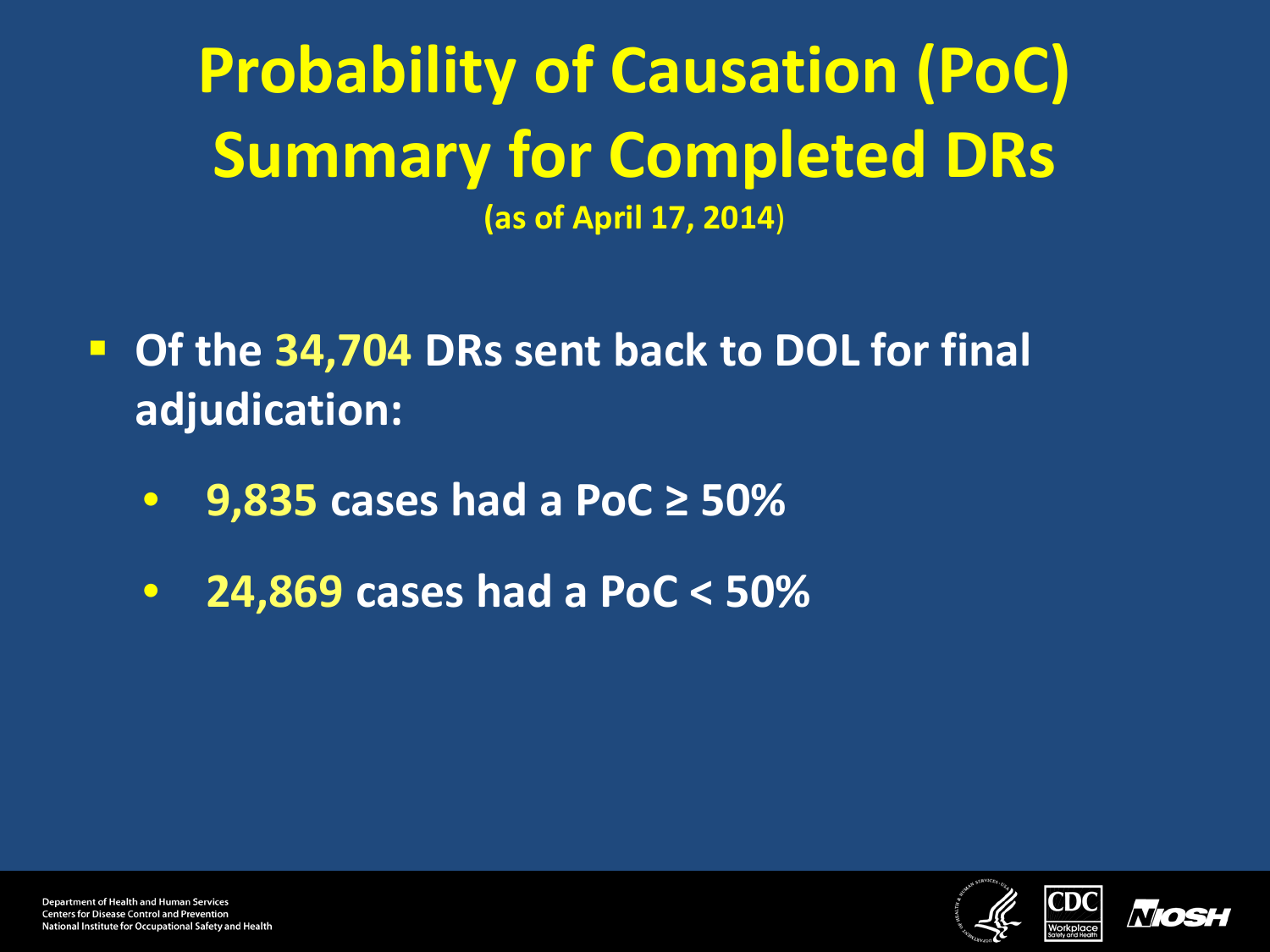# Probability of Causation (PoC) Summary for Completed DRs

**(as of April 17, 2014)**

- **Of the 34,704 DRs sent back to DOL for final adjudication:**
  - **9,835 cases had a PoC ≥ 50%**
  - **24,869 cases had a PoC < 50%**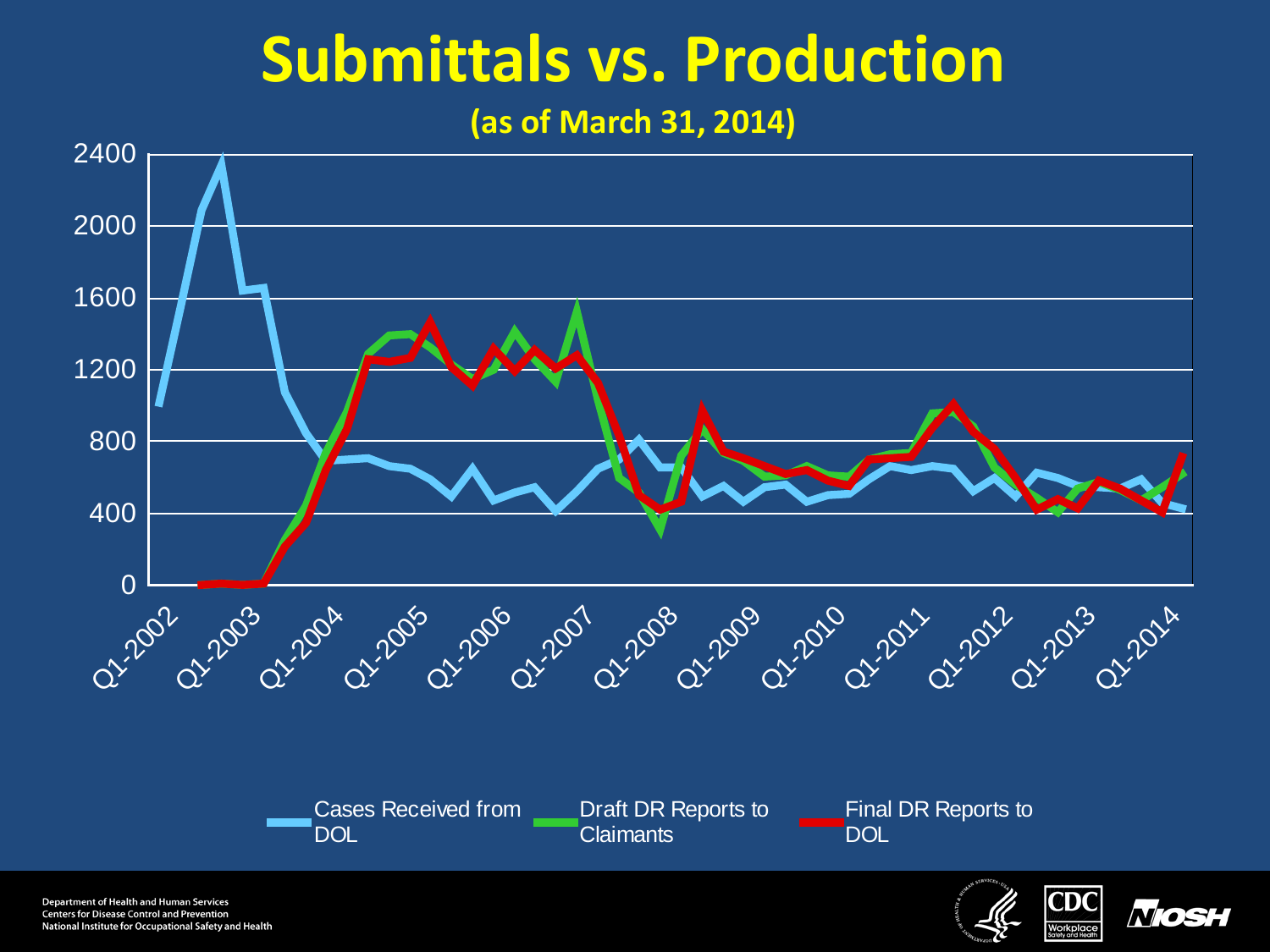# Submittals vs. Production

**(as of March 31, 2014)**

2400
2000
1600
1200
800
400
0

Q1-2002 Q1-2003 Q1-2004 Q1-2005 Q1-2006 Q1-2007 Q1-2008 Q1-2009 Q1-2010 Q1-2011 Q1-2012 Q1-2013 Q1-2014

Cases Received from DOL

Draft DR Reports to Claimants

Final DR Reports to DOL

Department of Health and Human Services
Centers for Disease Control and Prevention
National Institute for Occupational Safety and Health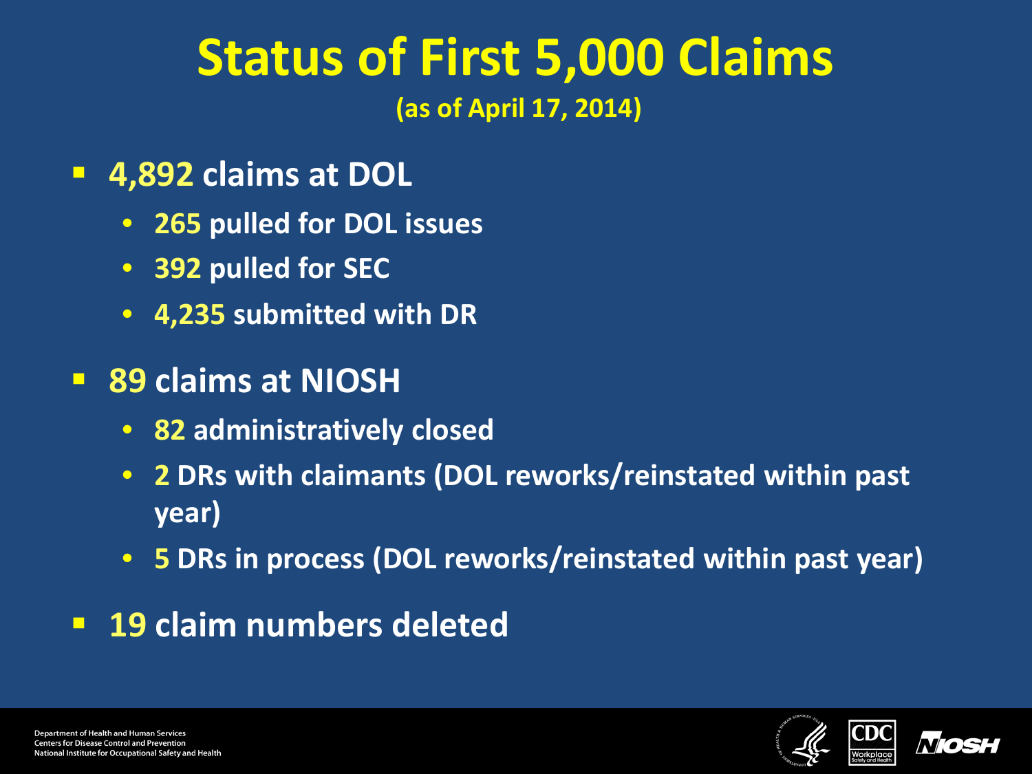# Status of First 5,000 Claims

(as of April 17, 2014)

- **4,892** claims at DOL
  - **265** pulled for DOL issues
  - **392** pulled for SEC
  - **4,235** submitted with DR
- **89** claims at NIOSH
  - **82** administratively closed
  - **2** DRs with claimants (DOL reworks/reinstated within past year)
  - **5** DRs in process (DOL reworks/reinstated within past year)
- **19** claim numbers deleted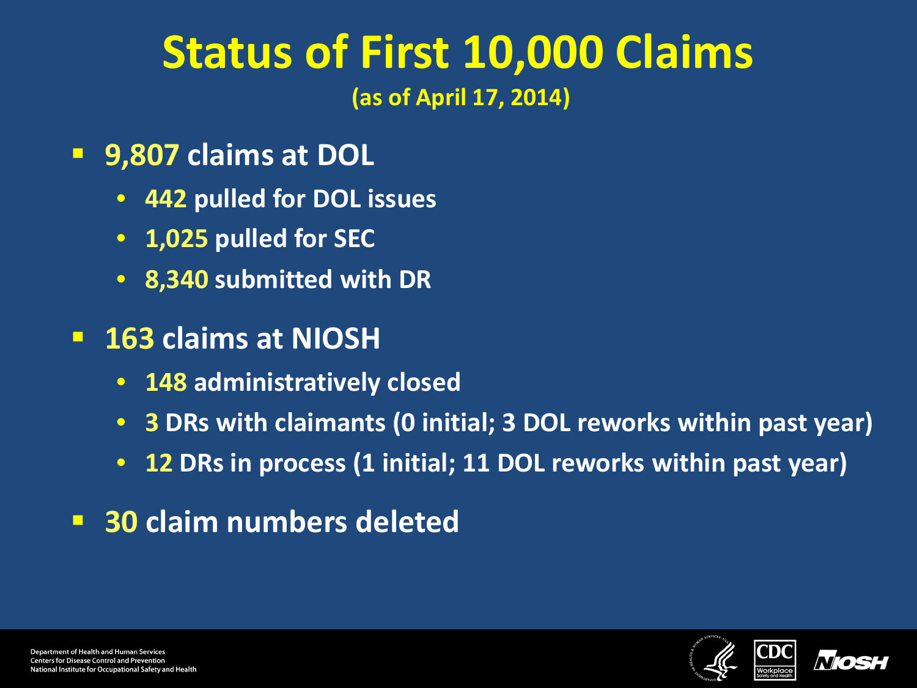# Status of First 10,000 Claims

**(as of April 17, 2014)**

- **9,807** claims at DOL
  - **442** pulled for DOL issues
  - **1,025** pulled for SEC
  - **8,340** submitted with DR
- **163** claims at NIOSH
  - **148** administratively closed
  - **3** DRs with claimants (0 initial; 3 DOL reworks within past year)
  - **12** DRs in process (1 initial; 11 DOL reworks within past year)
- **30** claim numbers deleted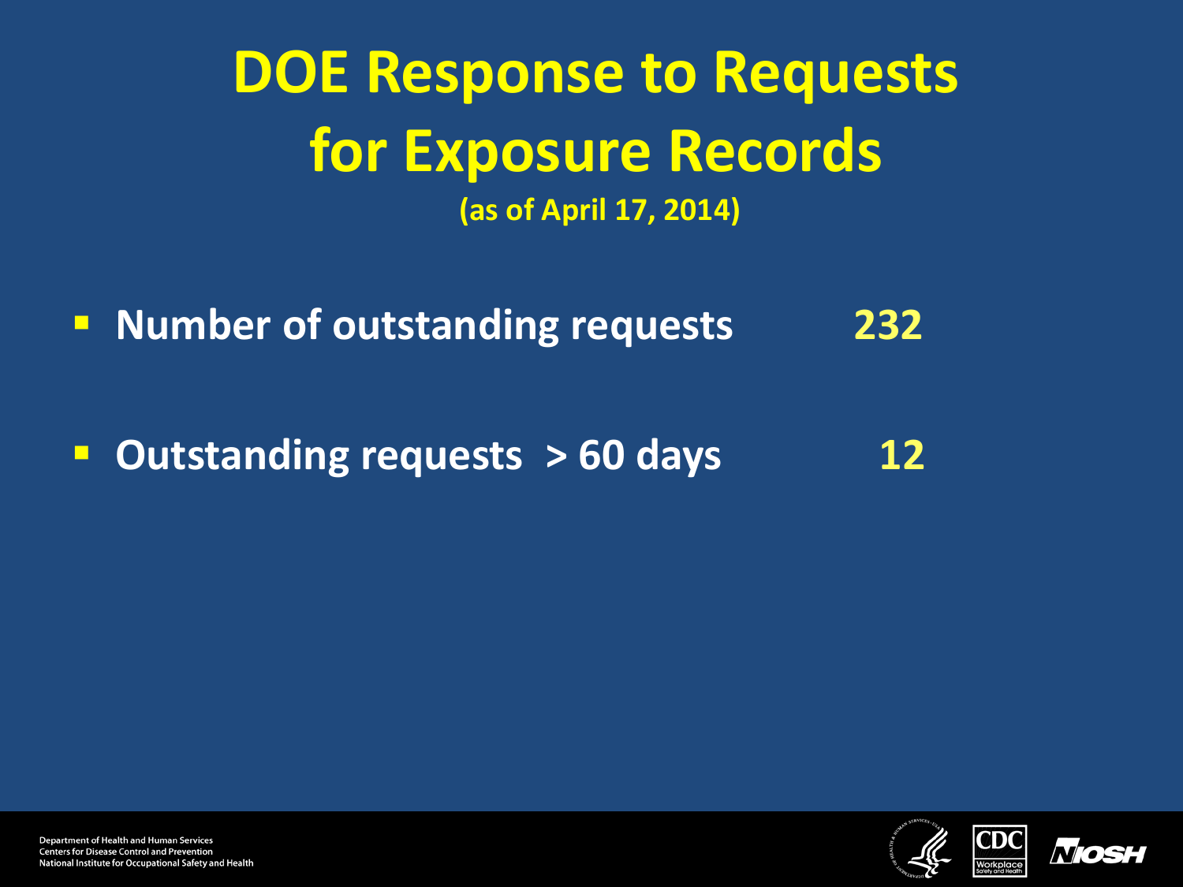# DOE Response to Requests for Exposure Records

**(as of April 17, 2014)**

- **Number of outstanding requests** **232**
- **Outstanding requests > 60 days** **12**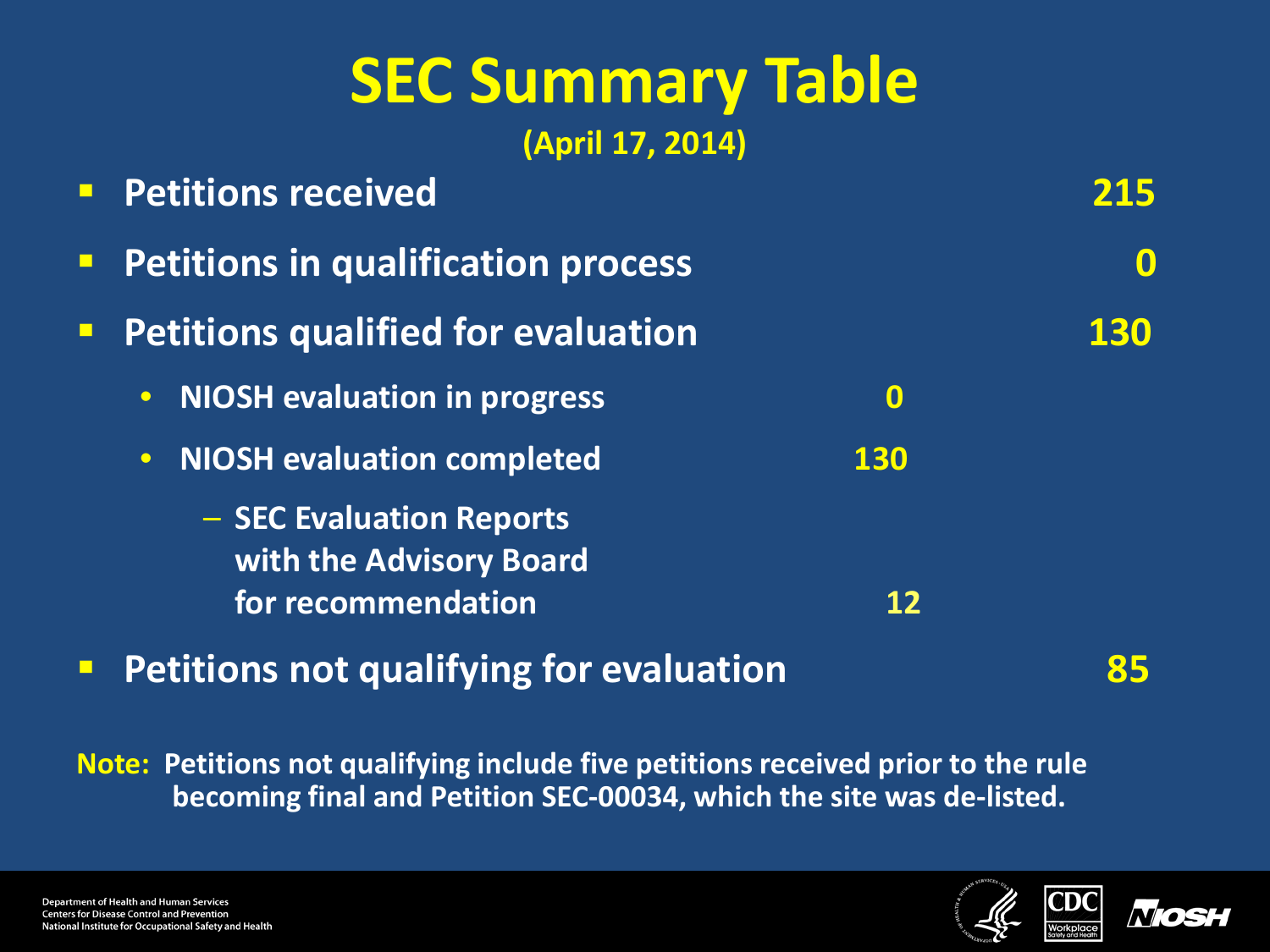# SEC Summary Table

**(April 17, 2014)**

- **Petitions received** — **215**
- **Petitions in qualification process** — **0**
- **Petitions qualified for evaluation** — **130**
  - **NIOSH evaluation in progress** — **0**
  - **NIOSH evaluation completed** — **130**
    - **SEC Evaluation Reports with the Advisory Board for recommendation** — **12**
- **Petitions not qualifying for evaluation** — **85**

**Note: Petitions not qualifying include five petitions received prior to the rule becoming final and Petition SEC-00034, which the site was de-listed.**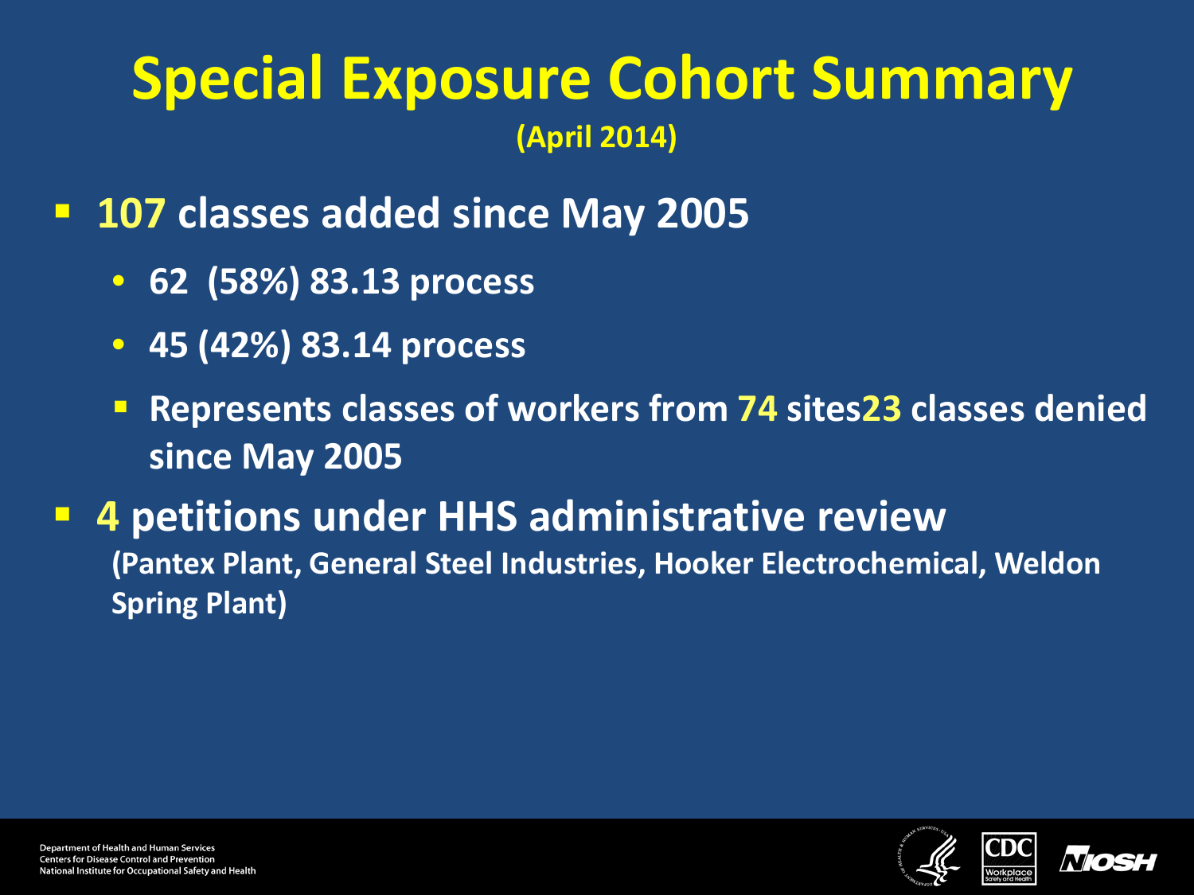# Special Exposure Cohort Summary

**(April 2014)**

- **107 classes added since May 2005**
  - **62 (58%) 83.13 process**
  - **45 (42%) 83.14 process**
  - **Represents classes of workers from 74 sites23 classes denied since May 2005**
- **4 petitions under HHS administrative review**
  **(Pantex Plant, General Steel Industries, Hooker Electrochemical, Weldon Spring Plant)**